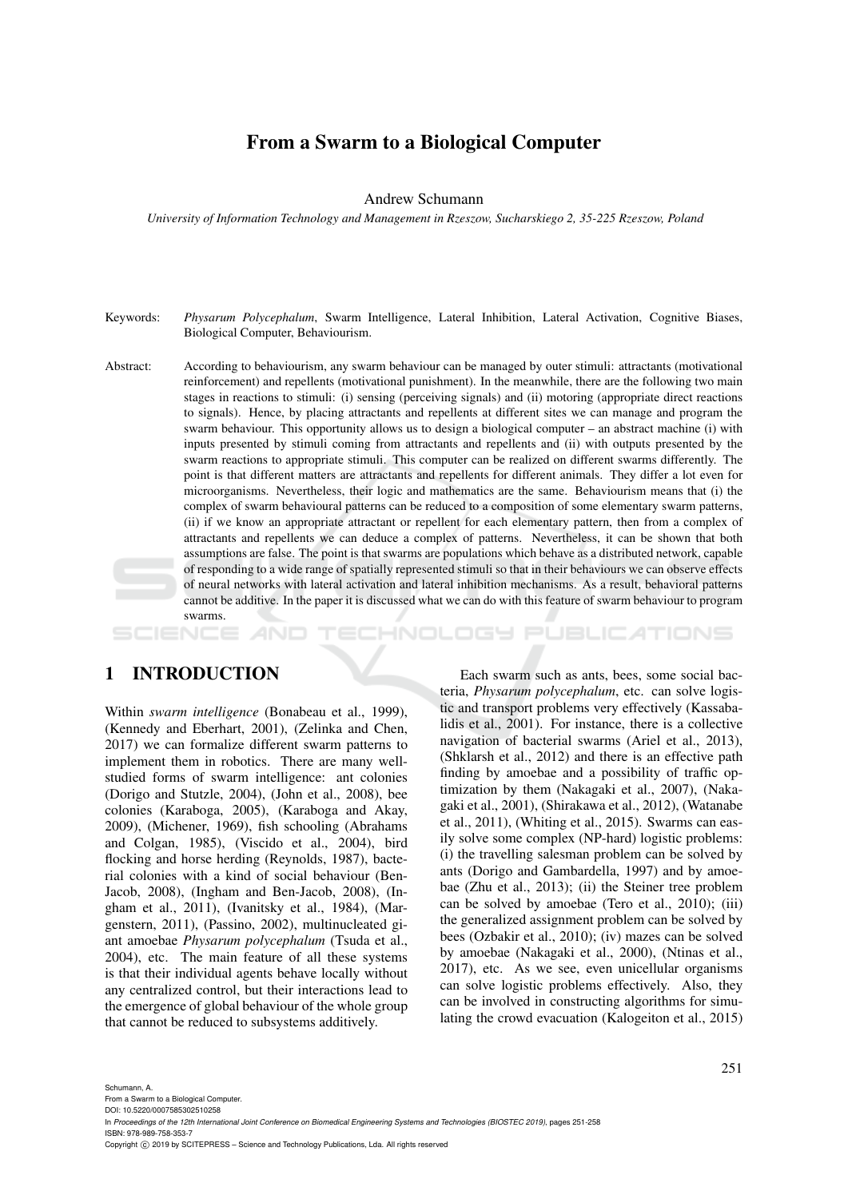# From a Swarm to a Biological Computer

Andrew Schumann

*University of Information Technology and Management in Rzeszow, Sucharskiego 2, 35-225 Rzeszow, Poland*

Keywords: *Physarum Polycephalum*, Swarm Intelligence, Lateral Inhibition, Lateral Activation, Cognitive Biases, Biological Computer, Behaviourism.

Abstract: According to behaviourism, any swarm behaviour can be managed by outer stimuli: attractants (motivational reinforcement) and repellents (motivational punishment). In the meanwhile, there are the following two main stages in reactions to stimuli: (i) sensing (perceiving signals) and (ii) motoring (appropriate direct reactions to signals). Hence, by placing attractants and repellents at different sites we can manage and program the swarm behaviour. This opportunity allows us to design a biological computer – an abstract machine (i) with inputs presented by stimuli coming from attractants and repellents and (ii) with outputs presented by the swarm reactions to appropriate stimuli. This computer can be realized on different swarms differently. The point is that different matters are attractants and repellents for different animals. They differ a lot even for microorganisms. Nevertheless, their logic and mathematics are the same. Behaviourism means that (i) the complex of swarm behavioural patterns can be reduced to a composition of some elementary swarm patterns, (ii) if we know an appropriate attractant or repellent for each elementary pattern, then from a complex of attractants and repellents we can deduce a complex of patterns. Nevertheless, it can be shown that both assumptions are false. The point is that swarms are populations which behave as a distributed network, capable of responding to a wide range of spatially represented stimuli so that in their behaviours we can observe effects of neural networks with lateral activation and lateral inhibition mechanisms. As a result, behavioral patterns cannot be additive. In the paper it is discussed what we can do with this feature of swarm behaviour to program swarms.

## 1 INTRODUCTION

Within *swarm intelligence* (Bonabeau et al., 1999), (Kennedy and Eberhart, 2001), (Zelinka and Chen, 2017) we can formalize different swarm patterns to implement them in robotics. There are many well-studied forms of swarm intelligence: ant colonies (Dorigo and Stutzle, 2004), (John et al., 2008), bee colonies (Karaboga, 2005), (Karaboga and Akay, 2009), (Michener, 1969), fish schooling (Abrahams and Colgan, 1985), (Viscido et al., 2004), bird flocking and horse herding (Reynolds, 1987), bacterial colonies with a kind of social behaviour (Ben-Jacob, 2008), (Ingham and Ben-Jacob, 2008), (Ingham et al., 2011), (Ivanitsky et al., 1984), (Margenstern, 2011), (Passino, 2002), multinucleated giant amoebae *Physarum polycephalum* (Tsuda et al., 2004), etc. The main feature of all these systems is that their individual agents behave locally without any centralized control, but their interactions lead to the emergence of global behaviour of the whole group that cannot be reduced to subsystems additively.

Each swarm such as ants, bees, some social bacteria, *Physarum polycephalum*, etc. can solve logistic and transport problems very effectively (Kassabalidis et al., 2001). For instance, there is a collective navigation of bacterial swarms (Ariel et al., 2013), (Shklarsh et al., 2012) and there is an effective path finding by amoebae and a possibility of traffic optimization by them (Nakagaki et al., 2007), (Nakagaki et al., 2001), (Shirakawa et al., 2012), (Watanabe et al., 2011), (Whiting et al., 2015). Swarms can easily solve some complex (NP-hard) logistic problems: (i) the travelling salesman problem can be solved by ants (Dorigo and Gambardella, 1997) and by amoebae (Zhu et al., 2013); (ii) the Steiner tree problem can be solved by amoebae (Tero et al., 2010); (iii) the generalized assignment problem can be solved by bees (Ozbakir et al., 2010); (iv) mazes can be solved by amoebae (Nakagaki et al., 2000), (Ntinas et al., 2017), etc. As we see, even unicellular organisms can solve logistic problems effectively. Also, they can be involved in constructing algorithms for simulating the crowd evacuation (Kalogeiton et al., 2015)

Schumann, A.
From a Swarm to a Biological Computer.
DOI: 10.5220/0007585302510258
In *Proceedings of the 12th International Joint Conference on Biomedical Engineering Systems and Technologies (BIOSTEC 2019)*, pages 251-258
ISBN: 978-989-758-353-7
Copyright © 2019 by SCITEPRESS – Science and Technology Publications, Lda. All rights reserved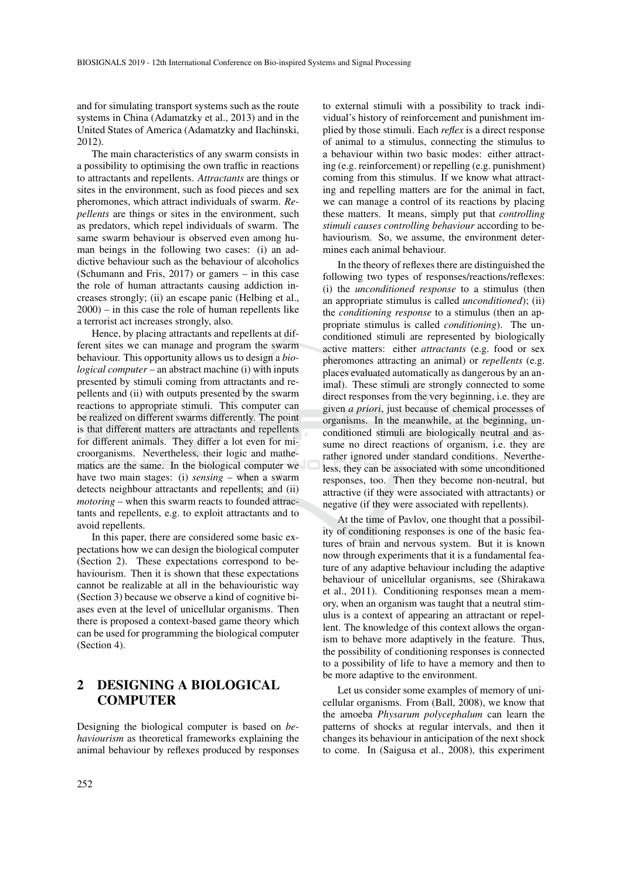and for simulating transport systems such as the route systems in China (Adamatzky et al., 2013) and in the United States of America (Adamatzky and Ilachinski, 2012).

The main characteristics of any swarm consists in a possibility to optimising the own traffic in reactions to attractants and repellents. *Attractants* are things or sites in the environment, such as food pieces and sex pheromones, which attract individuals of swarm. *Repellents* are things or sites in the environment, such as predators, which repel individuals of swarm. The same swarm behaviour is observed even among human beings in the following two cases: (i) an addictive behaviour such as the behaviour of alcoholics (Schumann and Fris, 2017) or gamers – in this case the role of human attractants causing addiction increases strongly; (ii) an escape panic (Helbing et al., 2000) – in this case the role of human repellents like a terrorist act increases strongly, also.

Hence, by placing attractants and repellents at different sites we can manage and program the swarm behaviour. This opportunity allows us to design a *biological computer* – an abstract machine (i) with inputs presented by stimuli coming from attractants and repellents and (ii) with outputs presented by the swarm reactions to appropriate stimuli. This computer can be realized on different swarms differently. The point is that different matters are attractants and repellents for different animals. They differ a lot even for microorganisms. Nevertheless, their logic and mathematics are the same. In the biological computer we have two main stages: (i) *sensing* – when a swarm detects neighbour attractants and repellents; and (ii) *motoring* – when this swarm reacts to founded attractants and repellents, e.g. to exploit attractants and to avoid repellents.

In this paper, there are considered some basic expectations how we can design the biological computer (Section 2). These expectations correspond to behaviourism. Then it is shown that these expectations cannot be realizable at all in the behaviouristic way (Section 3) because we observe a kind of cognitive biases even at the level of unicellular organisms. Then there is proposed a context-based game theory which can be used for programming the biological computer (Section 4).

## 2 DESIGNING A BIOLOGICAL COMPUTER

Designing the biological computer is based on *behaviourism* as theoretical frameworks explaining the animal behaviour by reflexes produced by responses to external stimuli with a possibility to track individual's history of reinforcement and punishment implied by those stimuli. Each *reflex* is a direct response of animal to a stimulus, connecting the stimulus to a behaviour within two basic modes: either attracting (e.g. reinforcement) or repelling (e.g. punishment) coming from this stimulus. If we know what attracting and repelling matters are for the animal in fact, we can manage a control of its reactions by placing these matters. It means, simply put that *controlling stimuli causes controlling behaviour* according to behaviourism. So, we assume, the environment determines each animal behaviour.

In the theory of reflexes there are distinguished the following two types of responses/reactions/reflexes: (i) the *unconditioned response* to a stimulus (then an appropriate stimulus is called *unconditioned*); (ii) the *conditioning response* to a stimulus (then an appropriate stimulus is called *conditioning*). The unconditioned stimuli are represented by biologically active matters: either *attractants* (e.g. food or sex pheromones attracting an animal) or *repellents* (e.g. places evaluated automatically as dangerous by an animal). These stimuli are strongly connected to some direct responses from the very beginning, i.e. they are given *a priori*, just because of chemical processes of organisms. In the meanwhile, at the beginning, unconditioned stimuli are biologically neutral and assume no direct reactions of organism, i.e. they are rather ignored under standard conditions. Nevertheless, they can be associated with some unconditioned responses, too. Then they become non-neutral, but attractive (if they were associated with attractants) or negative (if they were associated with repellents).

At the time of Pavlov, one thought that a possibility of conditioning responses is one of the basic features of brain and nervous system. But it is known now through experiments that it is a fundamental feature of any adaptive behaviour including the adaptive behaviour of unicellular organisms, see (Shirakawa et al., 2011). Conditioning responses mean a memory, when an organism was taught that a neutral stimulus is a context of appearing an attractant or repellent. The knowledge of this context allows the organism to behave more adaptively in the feature. Thus, the possibility of conditioning responses is connected to a possibility of life to have a memory and then to be more adaptive to the environment.

Let us consider some examples of memory of unicellular organisms. From (Ball, 2008), we know that the amoeba *Physarum polycephalum* can learn the patterns of shocks at regular intervals, and then it changes its behaviour in anticipation of the next shock to come. In (Saigusa et al., 2008), this experiment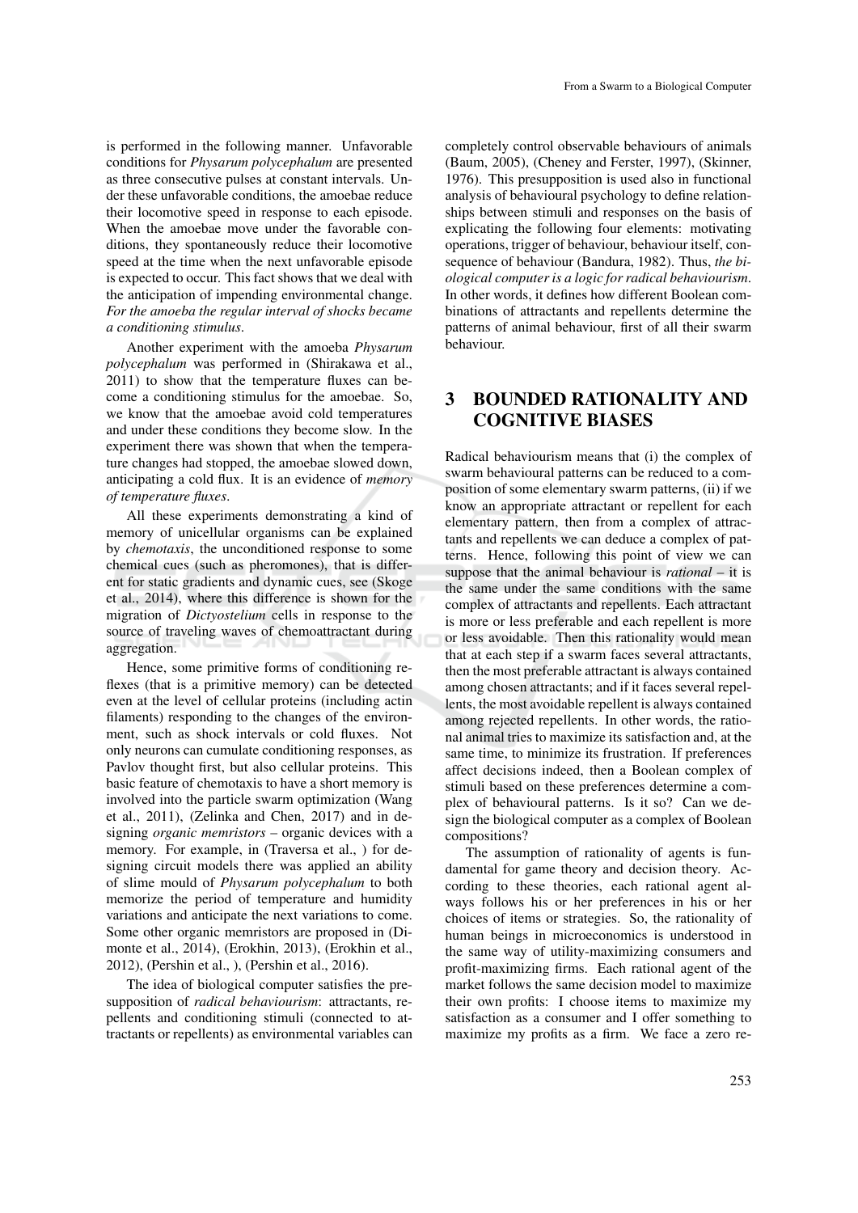is performed in the following manner. Unfavorable conditions for *Physarum polycephalum* are presented as three consecutive pulses at constant intervals. Under these unfavorable conditions, the amoebae reduce their locomotive speed in response to each episode. When the amoebae move under the favorable conditions, they spontaneously reduce their locomotive speed at the time when the next unfavorable episode is expected to occur. This fact shows that we deal with the anticipation of impending environmental change. *For the amoeba the regular interval of shocks became a conditioning stimulus*.

Another experiment with the amoeba *Physarum polycephalum* was performed in (Shirakawa et al., 2011) to show that the temperature fluxes can become a conditioning stimulus for the amoebae. So, we know that the amoebae avoid cold temperatures and under these conditions they become slow. In the experiment there was shown that when the temperature changes had stopped, the amoebae slowed down, anticipating a cold flux. It is an evidence of *memory of temperature fluxes*.

All these experiments demonstrating a kind of memory of unicellular organisms can be explained by *chemotaxis*, the unconditioned response to some chemical cues (such as pheromones), that is different for static gradients and dynamic cues, see (Skoge et al., 2014), where this difference is shown for the migration of *Dictyostelium* cells in response to the source of traveling waves of chemoattractant during aggregation.

Hence, some primitive forms of conditioning reflexes (that is a primitive memory) can be detected even at the level of cellular proteins (including actin filaments) responding to the changes of the environment, such as shock intervals or cold fluxes. Not only neurons can cumulate conditioning responses, as Pavlov thought first, but also cellular proteins. This basic feature of chemotaxis to have a short memory is involved into the particle swarm optimization (Wang et al., 2011), (Zelinka and Chen, 2017) and in designing *organic memristors* – organic devices with a memory. For example, in (Traversa et al., ) for designing circuit models there was applied an ability of slime mould of *Physarum polycephalum* to both memorize the period of temperature and humidity variations and anticipate the next variations to come. Some other organic memristors are proposed in (Dimonte et al., 2014), (Erokhin, 2013), (Erokhin et al., 2012), (Pershin et al., ), (Pershin et al., 2016).

The idea of biological computer satisfies the presupposition of *radical behaviourism*: attractants, repellents and conditioning stimuli (connected to attractants or repellents) as environmental variables can completely control observable behaviours of animals (Baum, 2005), (Cheney and Ferster, 1997), (Skinner, 1976). This presupposition is used also in functional analysis of behavioural psychology to define relationships between stimuli and responses on the basis of explicating the following four elements: motivating operations, trigger of behaviour, behaviour itself, consequence of behaviour (Bandura, 1982). Thus, *the biological computer is a logic for radical behaviourism*. In other words, it defines how different Boolean combinations of attractants and repellents determine the patterns of animal behaviour, first of all their swarm behaviour.

## 3 BOUNDED RATIONALITY AND COGNITIVE BIASES

Radical behaviourism means that (i) the complex of swarm behavioural patterns can be reduced to a composition of some elementary swarm patterns, (ii) if we know an appropriate attractant or repellent for each elementary pattern, then from a complex of attractants and repellents we can deduce a complex of patterns. Hence, following this point of view we can suppose that the animal behaviour is *rational* – it is the same under the same conditions with the same complex of attractants and repellents. Each attractant is more or less preferable and each repellent is more or less avoidable. Then this rationality would mean that at each step if a swarm faces several attractants, then the most preferable attractant is always contained among chosen attractants; and if it faces several repellents, the most avoidable repellent is always contained among rejected repellents. In other words, the rational animal tries to maximize its satisfaction and, at the same time, to minimize its frustration. If preferences affect decisions indeed, then a Boolean complex of stimuli based on these preferences determine a complex of behavioural patterns. Is it so? Can we design the biological computer as a complex of Boolean compositions?

The assumption of rationality of agents is fundamental for game theory and decision theory. According to these theories, each rational agent always follows his or her preferences in his or her choices of items or strategies. So, the rationality of human beings in microeconomics is understood in the same way of utility-maximizing consumers and profit-maximizing firms. Each rational agent of the market follows the same decision model to maximize their own profits: I choose items to maximize my satisfaction as a consumer and I offer something to maximize my profits as a firm. We face a zero re-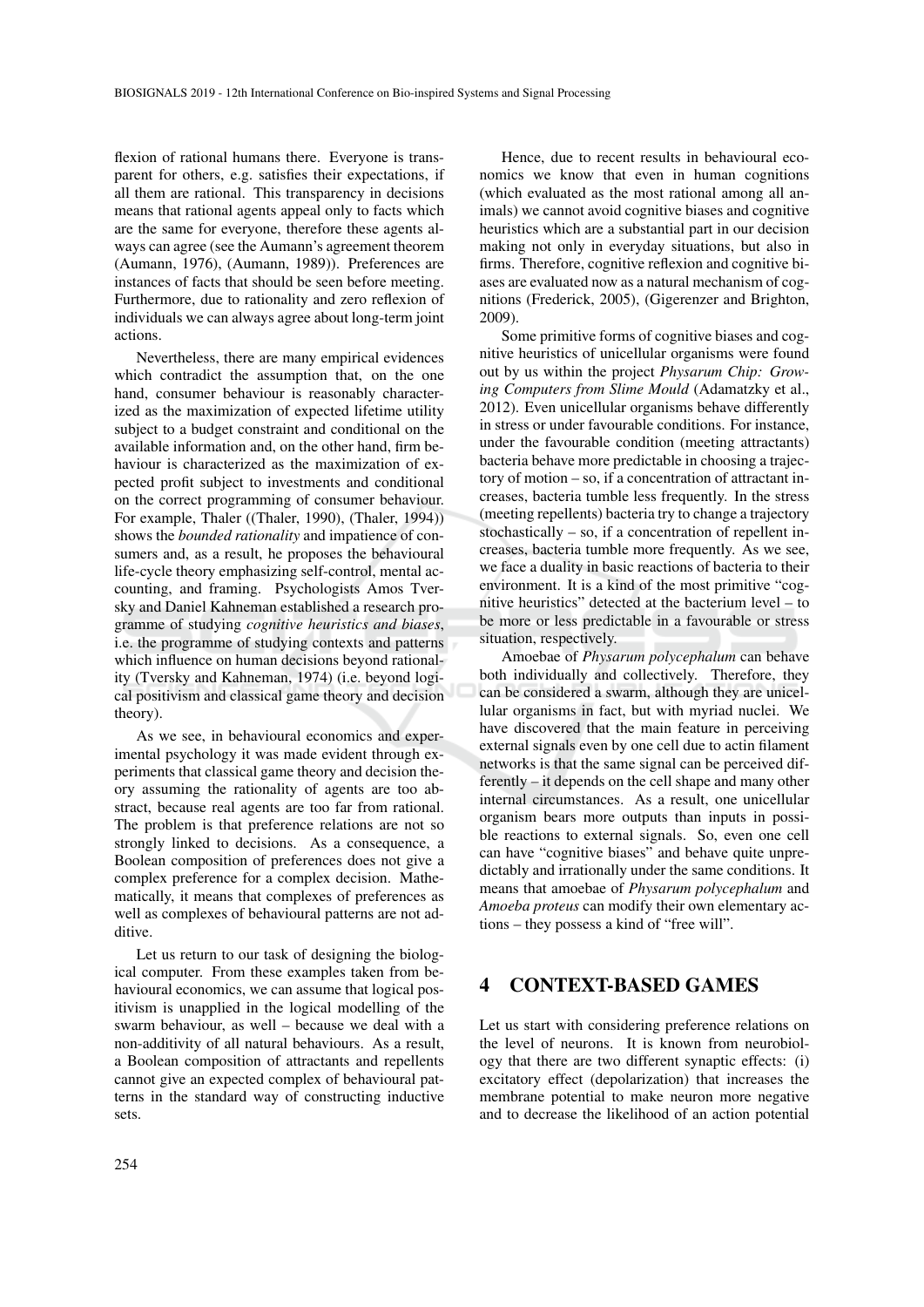flexion of rational humans there. Everyone is transparent for others, e.g. satisfies their expectations, if all them are rational. This transparency in decisions means that rational agents appeal only to facts which are the same for everyone, therefore these agents always can agree (see the Aumann's agreement theorem (Aumann, 1976), (Aumann, 1989)). Preferences are instances of facts that should be seen before meeting. Furthermore, due to rationality and zero reflexion of individuals we can always agree about long-term joint actions.

Nevertheless, there are many empirical evidences which contradict the assumption that, on the one hand, consumer behaviour is reasonably characterized as the maximization of expected lifetime utility subject to a budget constraint and conditional on the available information and, on the other hand, firm behaviour is characterized as the maximization of expected profit subject to investments and conditional on the correct programming of consumer behaviour. For example, Thaler ((Thaler, 1990), (Thaler, 1994)) shows the *bounded rationality* and impatience of consumers and, as a result, he proposes the behavioural life-cycle theory emphasizing self-control, mental accounting, and framing. Psychologists Amos Tversky and Daniel Kahneman established a research programme of studying *cognitive heuristics and biases*, i.e. the programme of studying contexts and patterns which influence on human decisions beyond rationality (Tversky and Kahneman, 1974) (i.e. beyond logical positivism and classical game theory and decision theory).

As we see, in behavioural economics and experimental psychology it was made evident through experiments that classical game theory and decision theory assuming the rationality of agents are too abstract, because real agents are too far from rational. The problem is that preference relations are not so strongly linked to decisions. As a consequence, a Boolean composition of preferences does not give a complex preference for a complex decision. Mathematically, it means that complexes of preferences as well as complexes of behavioural patterns are not additive.

Let us return to our task of designing the biological computer. From these examples taken from behavioural economics, we can assume that logical positivism is unapplied in the logical modelling of the swarm behaviour, as well – because we deal with a non-additivity of all natural behaviours. As a result, a Boolean composition of attractants and repellents cannot give an expected complex of behavioural patterns in the standard way of constructing inductive sets.

Hence, due to recent results in behavioural economics we know that even in human cognitions (which evaluated as the most rational among all animals) we cannot avoid cognitive biases and cognitive heuristics which are a substantial part in our decision making not only in everyday situations, but also in firms. Therefore, cognitive reflexion and cognitive biases are evaluated now as a natural mechanism of cognitions (Frederick, 2005), (Gigerenzer and Brighton, 2009).

Some primitive forms of cognitive biases and cognitive heuristics of unicellular organisms were found out by us within the project *Physarum Chip: Growing Computers from Slime Mould* (Adamatzky et al., 2012). Even unicellular organisms behave differently in stress or under favourable conditions. For instance, under the favourable condition (meeting attractants) bacteria behave more predictable in choosing a trajectory of motion – so, if a concentration of attractant increases, bacteria tumble less frequently. In the stress (meeting repellents) bacteria try to change a trajectory stochastically – so, if a concentration of repellent increases, bacteria tumble more frequently. As we see, we face a duality in basic reactions of bacteria to their environment. It is a kind of the most primitive "cognitive heuristics" detected at the bacterium level – to be more or less predictable in a favourable or stress situation, respectively.

Amoebae of *Physarum polycephalum* can behave both individually and collectively. Therefore, they can be considered a swarm, although they are unicellular organisms in fact, but with myriad nuclei. We have discovered that the main feature in perceiving external signals even by one cell due to actin filament networks is that the same signal can be perceived differently – it depends on the cell shape and many other internal circumstances. As a result, one unicellular organism bears more outputs than inputs in possible reactions to external signals. So, even one cell can have "cognitive biases" and behave quite unpredictably and irrationally under the same conditions. It means that amoebae of *Physarum polycephalum* and *Amoeba proteus* can modify their own elementary actions – they possess a kind of "free will".

## 4 CONTEXT-BASED GAMES

Let us start with considering preference relations on the level of neurons. It is known from neurobiology that there are two different synaptic effects: (i) excitatory effect (depolarization) that increases the membrane potential to make neuron more negative and to decrease the likelihood of an action potential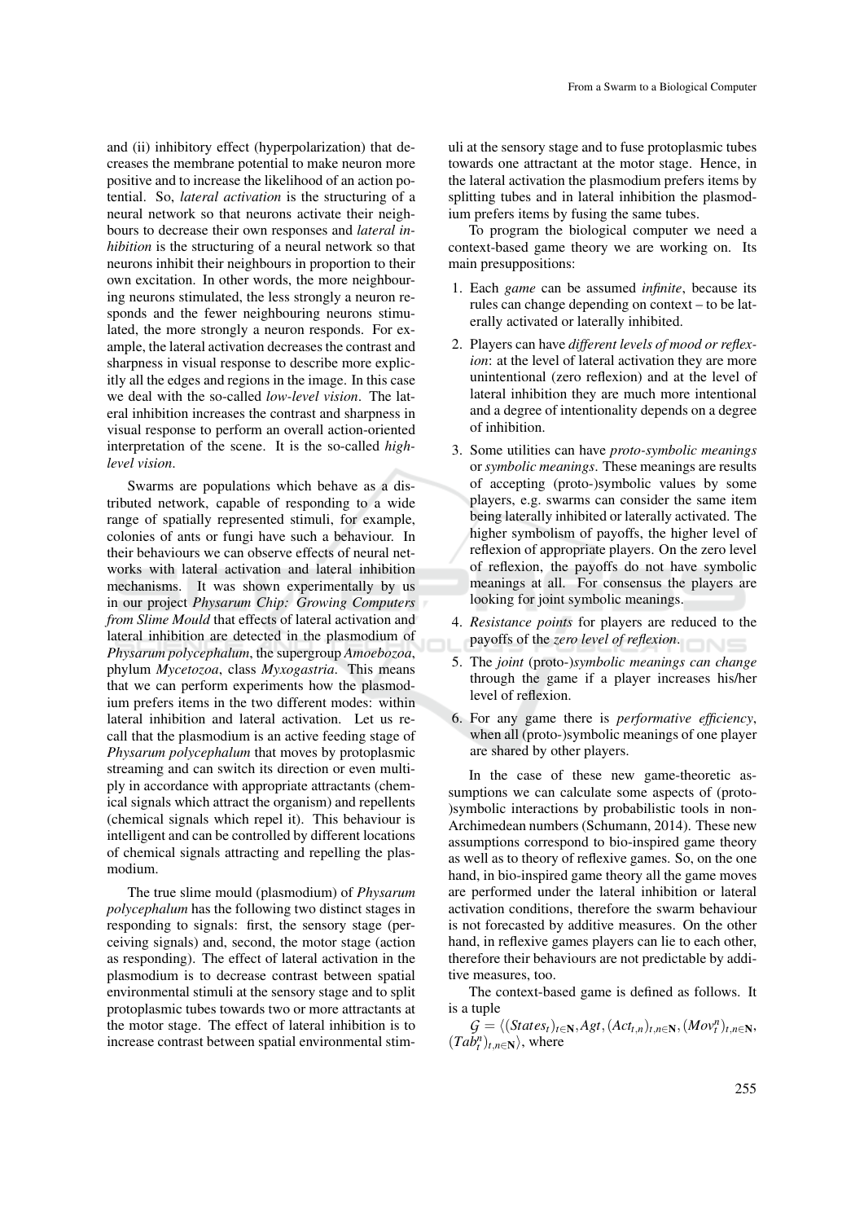and (ii) inhibitory effect (hyperpolarization) that decreases the membrane potential to make neuron more positive and to increase the likelihood of an action potential. So, *lateral activation* is the structuring of a neural network so that neurons activate their neighbours to decrease their own responses and *lateral inhibition* is the structuring of a neural network so that neurons inhibit their neighbours in proportion to their own excitation. In other words, the more neighbouring neurons stimulated, the less strongly a neuron responds and the fewer neighbouring neurons stimulated, the more strongly a neuron responds. For example, the lateral activation decreases the contrast and sharpness in visual response to describe more explicitly all the edges and regions in the image. In this case we deal with the so-called *low-level vision*. The lateral inhibition increases the contrast and sharpness in visual response to perform an overall action-oriented interpretation of the scene. It is the so-called *high-level vision*.

Swarms are populations which behave as a distributed network, capable of responding to a wide range of spatially represented stimuli, for example, colonies of ants or fungi have such a behaviour. In their behaviours we can observe effects of neural networks with lateral activation and lateral inhibition mechanisms. It was shown experimentally by us in our project *Physarum Chip: Growing Computers from Slime Mould* that effects of lateral activation and lateral inhibition are detected in the plasmodium of *Physarum polycephalum*, the supergroup *Amoebozoa*, phylum *Mycetozoa*, class *Myxogastria*. This means that we can perform experiments how the plasmodium prefers items in the two different modes: within lateral inhibition and lateral activation. Let us recall that the plasmodium is an active feeding stage of *Physarum polycephalum* that moves by protoplasmic streaming and can switch its direction or even multiply in accordance with appropriate attractants (chemical signals which attract the organism) and repellents (chemical signals which repel it). This behaviour is intelligent and can be controlled by different locations of chemical signals attracting and repelling the plasmodium.

The true slime mould (plasmodium) of *Physarum polycephalum* has the following two distinct stages in responding to signals: first, the sensory stage (perceiving signals) and, second, the motor stage (action as responding). The effect of lateral activation in the plasmodium is to decrease contrast between spatial environmental stimuli at the sensory stage and to split protoplasmic tubes towards two or more attractants at the motor stage. The effect of lateral inhibition is to increase contrast between spatial environmental stimuli at the sensory stage and to fuse protoplasmic tubes towards one attractant at the motor stage. Hence, in the lateral activation the plasmodium prefers items by splitting tubes and in lateral inhibition the plasmodium prefers items by fusing the same tubes.

To program the biological computer we need a context-based game theory we are working on. Its main presuppositions:

1. Each *game* can be assumed *infinite*, because its rules can change depending on context – to be laterally activated or laterally inhibited.
2. Players can have *different levels of mood or reflexion*: at the level of lateral activation they are more unintentional (zero reflexion) and at the level of lateral inhibition they are much more intentional and a degree of intentionality depends on a degree of inhibition.
3. Some utilities can have *proto-symbolic meanings* or *symbolic meanings*. These meanings are results of accepting (proto-)symbolic values by some players, e.g. swarms can consider the same item being laterally inhibited or laterally activated. The higher symbolism of payoffs, the higher level of reflexion of appropriate players. On the zero level of reflexion, the payoffs do not have symbolic meanings at all. For consensus the players are looking for joint symbolic meanings.
4. *Resistance points* for players are reduced to the payoffs of the *zero level of reflexion*.
5. The *joint* (proto-)*symbolic meanings can change* through the game if a player increases his/her level of reflexion.
6. For any game there is *performative efficiency*, when all (proto-)symbolic meanings of one player are shared by other players.

In the case of these new game-theoretic assumptions we can calculate some aspects of (proto-)symbolic interactions by probabilistic tools in non-Archimedean numbers (Schumann, 2014). These new assumptions correspond to bio-inspired game theory as well as to theory of reflexive games. So, on the one hand, in bio-inspired game theory all the game moves are performed under the lateral inhibition or lateral activation conditions, therefore the swarm behaviour is not forecasted by additive measures. On the other hand, in reflexive games players can lie to each other, therefore their behaviours are not predictable by additive measures, too.

The context-based game is defined as follows. It is a tuple

$\mathcal{G} = \langle (States_t)_{t \in \mathbf{N}}, Agt, (Act_{t,n})_{t,n \in \mathbf{N}}, (Mov_t^n)_{t,n \in \mathbf{N}}, (Tab_t^n)_{t,n \in \mathbf{N}} \rangle$, where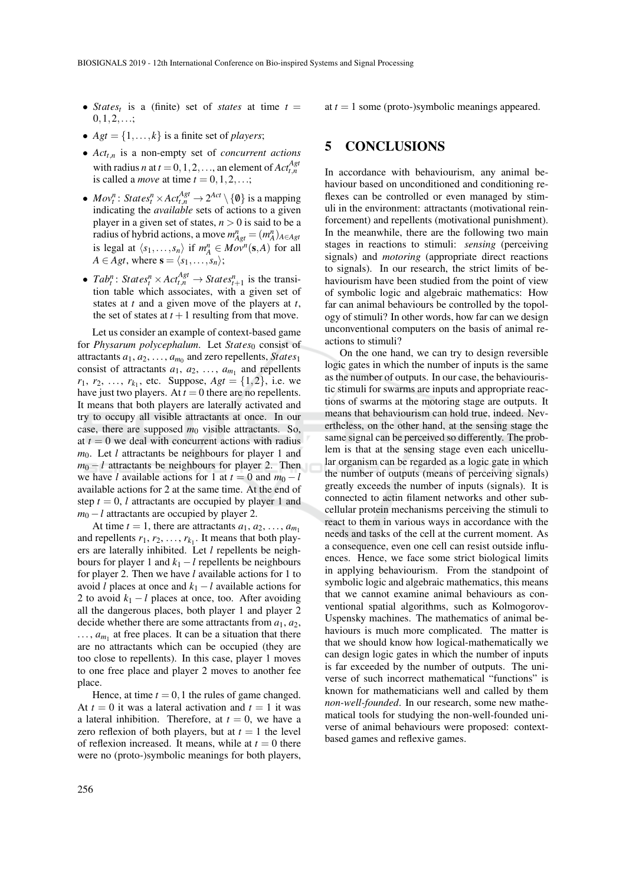- $States_t$ is a (finite) set of *states* at time $t = 0, 1, 2, \ldots$;
- $Agt = \{1, \ldots, k\}$ is a finite set of *players*;
- $Act_{t,n}$ is a non-empty set of *concurrent actions* with radius $n$ at $t = 0, 1, 2, \ldots$, an element of $Act_{t,n}^{Agt}$ is called a *move* at time $t = 0, 1, 2, \ldots$;
- $Mov_t^n \colon States_t^n \times Act_{t,n}^{Agt} \to 2^{Act} \setminus \{\emptyset\}$ is a mapping indicating the *available* sets of actions to a given player in a given set of states, $n > 0$ is said to be a radius of hybrid actions, a move $m_{Agt}^n = (m_A^n)_{A \in Agt}$ is legal at $\langle s_1, \ldots, s_n \rangle$ if $m_A^n \in Mov^n(\mathbf{s}, A)$ for all $A \in Agt$, where $\mathbf{s} = \langle s_1, \ldots, s_n \rangle$;
- $Tab_t^n \colon States_t^n \times Act_{t,n}^{Agt} \to States_{t+1}^n$ is the transition table which associates, with a given set of states at $t$ and a given move of the players at $t$, the set of states at $t+1$ resulting from that move.

Let us consider an example of context-based game for *Physarum polycephalum*. Let $States_0$ consist of attractants $a_1, a_2, \ldots, a_{m_0}$ and zero repellents, $States_1$ consist of attractants $a_1, a_2, \ldots, a_{m_1}$ and repellents $r_1, r_2, \ldots, r_{k_1}$, etc. Suppose, $Agt = \{1, 2\}$, i.e. we have just two players. At $t = 0$ there are no repellents. It means that both players are laterally activated and try to occupy all visible attractants at once. In our case, there are supposed $m_0$ visible attractants. So, at $t = 0$ we deal with concurrent actions with radius $m_0$. Let $l$ attractants be neighbours for player 1 and $m_0 - l$ attractants be neighbours for player 2. Then we have $l$ available actions for 1 at $t = 0$ and $m_0 - l$ available actions for 2 at the same time. At the end of step $t = 0$, $l$ attractants are occupied by player 1 and $m_0 - l$ attractants are occupied by player 2.

At time $t = 1$, there are attractants $a_1, a_2, \ldots, a_{m_1}$ and repellents $r_1, r_2, \ldots, r_{k_1}$. It means that both players are laterally inhibited. Let $l$ repellents be neighbours for player 1 and $k_1 - l$ repellents be neighbours for player 2. Then we have $l$ available actions for 1 to avoid $l$ places at once and $k_1 - l$ available actions for 2 to avoid $k_1 - l$ places at once, too. After avoiding all the dangerous places, both player 1 and player 2 decide whether there are some attractants from $a_1, a_2, \ldots, a_{m_1}$ at free places. It can be a situation that there are no attractants which can be occupied (they are too close to repellents). In this case, player 1 moves to one free place and player 2 moves to another fee place.

Hence, at time $t = 0, 1$ the rules of game changed. At $t = 0$ it was a lateral activation and $t = 1$ it was a lateral inhibition. Therefore, at $t = 0$, we have a zero reflexion of both players, but at $t = 1$ the level of reflexion increased. It means, while at $t = 0$ there were no (proto-)symbolic meanings for both players, at $t = 1$ some (proto-)symbolic meanings appeared.

# 5 CONCLUSIONS

In accordance with behaviourism, any animal behaviour based on unconditioned and conditioning reflexes can be controlled or even managed by stimuli in the environment: attractants (motivational reinforcement) and repellents (motivational punishment). In the meanwhile, there are the following two main stages in reactions to stimuli: *sensing* (perceiving signals) and *motoring* (appropriate direct reactions to signals). In our research, the strict limits of behaviourism have been studied from the point of view of symbolic logic and algebraic mathematics: How far can animal behaviours be controlled by the topology of stimuli? In other words, how far can we design unconventional computers on the basis of animal reactions to stimuli?

On the one hand, we can try to design reversible logic gates in which the number of inputs is the same as the number of outputs. In our case, the behaviouristic stimuli for swarms are inputs and appropriate reactions of swarms at the motoring stage are outputs. It means that behaviourism can hold true, indeed. Nevertheless, on the other hand, at the sensing stage the same signal can be perceived so differently. The problem is that at the sensing stage even each unicellular organism can be regarded as a logic gate in which the number of outputs (means of perceiving signals) greatly exceeds the number of inputs (signals). It is connected to actin filament networks and other subcellular protein mechanisms perceiving the stimuli to react to them in various ways in accordance with the needs and tasks of the cell at the current moment. As a consequence, even one cell can resist outside influences. Hence, we face some strict biological limits in applying behaviourism. From the standpoint of symbolic logic and algebraic mathematics, this means that we cannot examine animal behaviours as conventional spatial algorithms, such as Kolmogorov-Uspensky machines. The mathematics of animal behaviours is much more complicated. The matter is that we should know how logical-mathematically we can design logic gates in which the number of inputs is far exceeded by the number of outputs. The universe of such incorrect mathematical "functions" is known for mathematicians well and called by them *non-well-founded*. In our research, some new mathematical tools for studying the non-well-founded universe of animal behaviours were proposed: context-based games and reflexive games.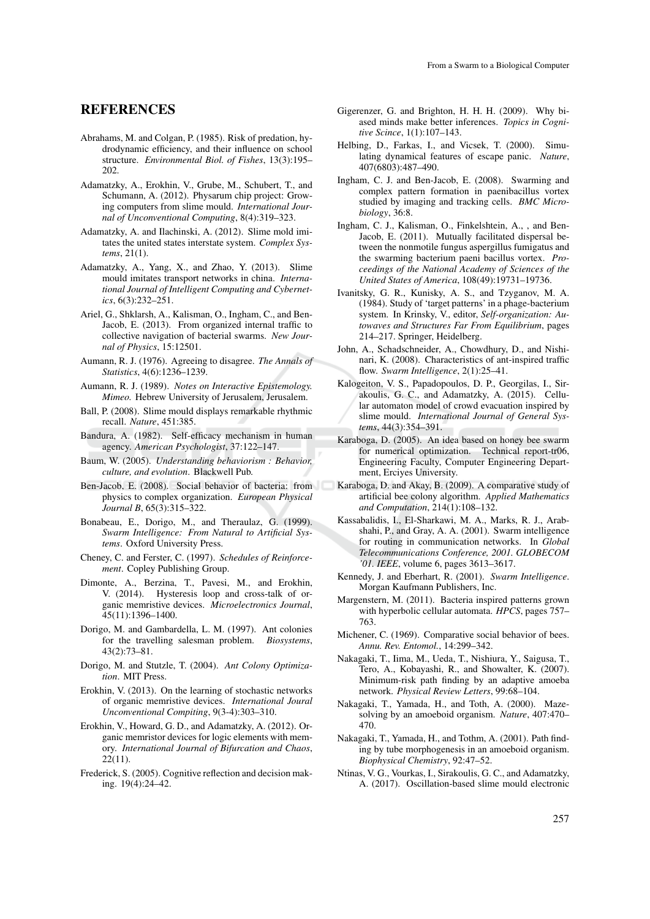## REFERENCES

Abrahams, M. and Colgan, P. (1985). Risk of predation, hydrodynamic efficiency, and their influence on school structure. *Environmental Biol. of Fishes*, 13(3):195–202.

Adamatzky, A., Erokhin, V., Grube, M., Schubert, T., and Schumann, A. (2012). Physarum chip project: Growing computers from slime mould. *International Journal of Unconventional Computing*, 8(4):319–323.

Adamatzky, A. and Ilachinski, A. (2012). Slime mold imitates the united states interstate system. *Complex Systems*, 21(1).

Adamatzky, A., Yang, X., and Zhao, Y. (2013). Slime mould imitates transport networks in china. *International Journal of Intelligent Computing and Cybernetics*, 6(3):232–251.

Ariel, G., Shklarsh, A., Kalisman, O., Ingham, C., and Ben-Jacob, E. (2013). From organized internal traffic to collective navigation of bacterial swarms. *New Journal of Physics*, 15:12501.

Aumann, R. J. (1976). Agreeing to disagree. *The Annals of Statistics*, 4(6):1236–1239.

Aumann, R. J. (1989). *Notes on Interactive Epistemology. Mimeo.* Hebrew University of Jerusalem, Jerusalem.

Ball, P. (2008). Slime mould displays remarkable rhythmic recall. *Nature*, 451:385.

Bandura, A. (1982). Self-efficacy mechanism in human agency. *American Psychologist*, 37:122–147.

Baum, W. (2005). *Understanding behaviorism : Behavior, culture, and evolution*. Blackwell Pub.

Ben-Jacob, E. (2008). Social behavior of bacteria: from physics to complex organization. *European Physical Journal B*, 65(3):315–322.

Bonabeau, E., Dorigo, M., and Theraulaz, G. (1999). *Swarm Intelligence: From Natural to Artificial Systems*. Oxford University Press.

Cheney, C. and Ferster, C. (1997). *Schedules of Reinforcement*. Copley Publishing Group.

Dimonte, A., Berzina, T., Pavesi, M., and Erokhin, V. (2014). Hysteresis loop and cross-talk of organic memristive devices. *Microelectronics Journal*, 45(11):1396–1400.

Dorigo, M. and Gambardella, L. M. (1997). Ant colonies for the travelling salesman problem. *Biosystems*, 43(2):73–81.

Dorigo, M. and Stutzle, T. (2004). *Ant Colony Optimization*. MIT Press.

Erokhin, V. (2013). On the learning of stochastic networks of organic memristive devices. *International Joural Unconventional Compiting*, 9(3-4):303–310.

Erokhin, V., Howard, G. D., and Adamatzky, A. (2012). Organic memristor devices for logic elements with memory. *International Journal of Bifurcation and Chaos*, 22(11).

Frederick, S. (2005). Cognitive reflection and decision making. 19(4):24–42.

Gigerenzer, G. and Brighton, H. H. H. (2009). Why biased minds make better inferences. *Topics in Cognitive Scince*, 1(1):107–143.

Helbing, D., Farkas, I., and Vicsek, T. (2000). Simulating dynamical features of escape panic. *Nature*, 407(6803):487–490.

Ingham, C. J. and Ben-Jacob, E. (2008). Swarming and complex pattern formation in paenibacillus vortex studied by imaging and tracking cells. *BMC Microbiology*, 36:8.

Ingham, C. J., Kalisman, O., Finkelshtein, A., , and Ben-Jacob, E. (2011). Mutually facilitated dispersal between the nonmotile fungus aspergillus fumigatus and the swarming bacterium paeni bacillus vortex. *Proceedings of the National Academy of Sciences of the United States of America*, 108(49):19731–19736.

Ivanitsky, G. R., Kunisky, A. S., and Tzyganov, M. A. (1984). Study of 'target patterns' in a phage-bacterium system. In Krinsky, V., editor, *Self-organization: Autowaves and Structures Far From Equilibrium*, pages 214–217. Springer, Heidelberg.

John, A., Schadschneider, A., Chowdhury, D., and Nishinari, K. (2008). Characteristics of ant-inspired traffic flow. *Swarm Intelligence*, 2(1):25–41.

Kalogeiton, V. S., Papadopoulos, D. P., Georgilas, I., Sirakoulis, G. C., and Adamatzky, A. (2015). Cellular automaton model of crowd evacuation inspired by slime mould. *International Journal of General Systems*, 44(3):354–391.

Karaboga, D. (2005). An idea based on honey bee swarm for numerical optimization. Technical report-tr06, Engineering Faculty, Computer Engineering Department, Erciyes University.

Karaboga, D. and Akay, B. (2009). A comparative study of artificial bee colony algorithm. *Applied Mathematics and Computation*, 214(1):108–132.

Kassabalidis, I., El-Sharkawi, M. A., Marks, R. J., Arabshahi, P., and Gray, A. A. (2001). Swarm intelligence for routing in communication networks. In *Global Telecommunications Conference, 2001. GLOBECOM '01. IEEE*, volume 6, pages 3613–3617.

Kennedy, J. and Eberhart, R. (2001). *Swarm Intelligence*. Morgan Kaufmann Publishers, Inc.

Margenstern, M. (2011). Bacteria inspired patterns grown with hyperbolic cellular automata. *HPCS*, pages 757–763.

Michener, C. (1969). Comparative social behavior of bees. *Annu. Rev. Entomol.*, 14:299–342.

Nakagaki, T., Iima, M., Ueda, T., Nishiura, Y., Saigusa, T., Tero, A., Kobayashi, R., and Showalter, K. (2007). Minimum-risk path finding by an adaptive amoeba network. *Physical Review Letters*, 99:68–104.

Nakagaki, T., Yamada, H., and Toth, A. (2000). Maze-solving by an amoeboid organism. *Nature*, 407:470–470.

Nakagaki, T., Yamada, H., and Tothm, A. (2001). Path finding by tube morphogenesis in an amoeboid organism. *Biophysical Chemistry*, 92:47–52.

Ntinas, V. G., Vourkas, I., Sirakoulis, G. C., and Adamatzky, A. (2017). Oscillation-based slime mould electronic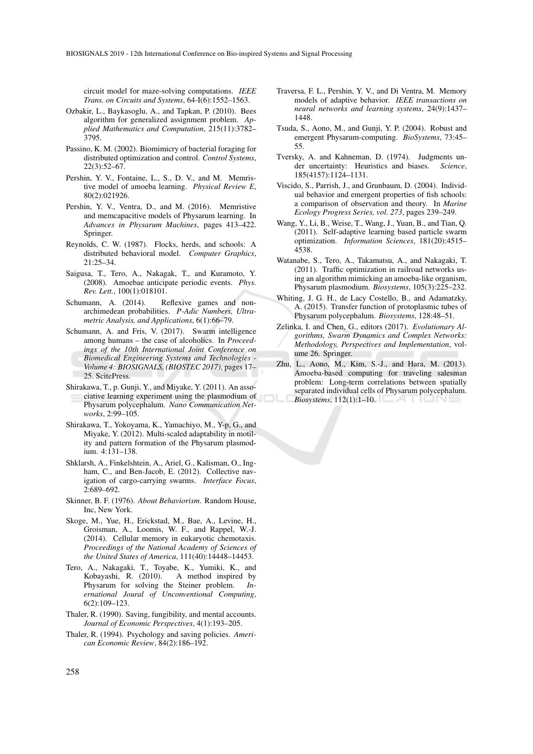circuit model for maze-solving computations. *IEEE Trans. on Circuits and Systems*, 64-I(6):1552–1563.

Ozbakir, L., Baykasoglu, A., and Tapkan, P. (2010). Bees algorithm for generalized assignment problem. *Applied Mathematics and Computation*, 215(11):3782–3795.

Passino, K. M. (2002). Biomimicry of bacterial foraging for distributed optimization and control. *Control Systems*, 22(3):52–67.

Pershin, Y. V., Fontaine, L., S., D. V., and M. Memristive model of amoeba learning. *Physical Review E*, 80(2):021926.

Pershin, Y. V., Ventra, D., and M. (2016). Memristive and memcapacitive models of Physarum learning. In *Advances in Physarum Machines*, pages 413–422. Springer.

Reynolds, C. W. (1987). Flocks, herds, and schools: A distributed behavioral model. *Computer Graphics*, 21:25–34.

Saigusa, T., Tero, A., Nakagak, T., and Kuramoto, Y. (2008). Amoebae anticipate periodic events. *Phys. Rev. Lett.*, 100(1):018101.

Schumann, A. (2014). Reflexive games and non-archimedean probabilities. *P-Adic Numbers, Ultrametric Analysis, and Applications*, 6(1):66–79.

Schumann, A. and Fris, V. (2017). Swarm intelligence among humans – the case of alcoholics. In *Proceedings of the 10th International Joint Conference on Biomedical Engineering Systems and Technologies - Volume 4: BIOSIGNALS, (BIOSTEC 2017)*, pages 17–25. ScitePress.

Shirakawa, T., p. Gunji, Y., and Miyake, Y. (2011). An associative learning experiment using the plasmodium of Physarum polycephalum. *Nano Communication Networks*, 2:99–105.

Shirakawa, T., Yokoyama, K., Yamachiyo, M., Y-p, G., and Miyake, Y. (2012). Multi-scaled adaptability in motility and pattern formation of the Physarum plasmodium. 4:131–138.

Shklarsh, A., Finkelshtein, A., Ariel, G., Kalisman, O., Ingham, C., and Ben-Jacob, E. (2012). Collective navigation of cargo-carrying swarms. *Interface Focus*, 2:689–692.

Skinner, B. F. (1976). *About Behaviorism*. Random House, Inc, New York.

Skoge, M., Yue, H., Erickstad, M., Bae, A., Levine, H., Groisman, A., Loomis, W. F., and Rappel, W.-J. (2014). Cellular memory in eukaryotic chemotaxis. *Proceedings of the National Academy of Sciences of the United States of America*, 111(40):14448–14453.

Tero, A., Nakagaki, T., Toyabe, K., Yumiki, K., and Kobayashi, R. (2010). A method inspired by Physarum for solving the Steiner problem. *Inernational Joural of Unconventional Computing*, 6(2):109–123.

Thaler, R. (1990). Saving, fungibility, and mental accounts. *Journal of Economic Perspectives*, 4(1):193–205.

Thaler, R. (1994). Psychology and saving policies. *American Economic Review*, 84(2):186–192.

Traversa, F. L., Pershin, Y. V., and Di Ventra, M. Memory models of adaptive behavior. *IEEE transactions on neural networks and learning systems*, 24(9):1437–1448.

Tsuda, S., Aono, M., and Gunji, Y. P. (2004). Robust and emergent Physarum-computing. *BioSystems*, 73:45–55.

Tversky, A. and Kahneman, D. (1974). Judgments under uncertainty: Heuristics and biases. *Science*, 185(4157):1124–1131.

Viscido, S., Parrish, J., and Grunbaum, D. (2004). Individual behavior and emergent properties of fish schools: a comparison of observation and theory. In *Marine Ecology Progress Series, vol. 273*, pages 239–249.

Wang, Y., Li, B., Weise, T., Wang, J., Yuan, B., and Tian, Q. (2011). Self-adaptive learning based particle swarm optimization. *Information Sciences*, 181(20):4515–4538.

Watanabe, S., Tero, A., Takamatsu, A., and Nakagaki, T. (2011). Traffic optimization in railroad networks using an algorithm mimicking an amoeba-like organism, Physarum plasmodium. *Biosystems*, 105(3):225–232.

Whiting, J. G. H., de Lacy Costello, B., and Adamatzky, A. (2015). Transfer function of protoplasmic tubes of Physarum polycephalum. *Biosystems*, 128:48–51.

Zelinka, I. and Chen, G., editors (2017). *Evolutionary Algorithms, Swarm Dynamics and Complex Networks: Methodology, Perspectives and Implementation*, volume 26. Springer.

Zhu, L., Aono, M., Kim, S.-J., and Hara, M. (2013). Amoeba-based computing for traveling salesman problem: Long-term correlations between spatially separated individual cells of Physarum polycephalum. *Biosystems*, 112(1):1–10.